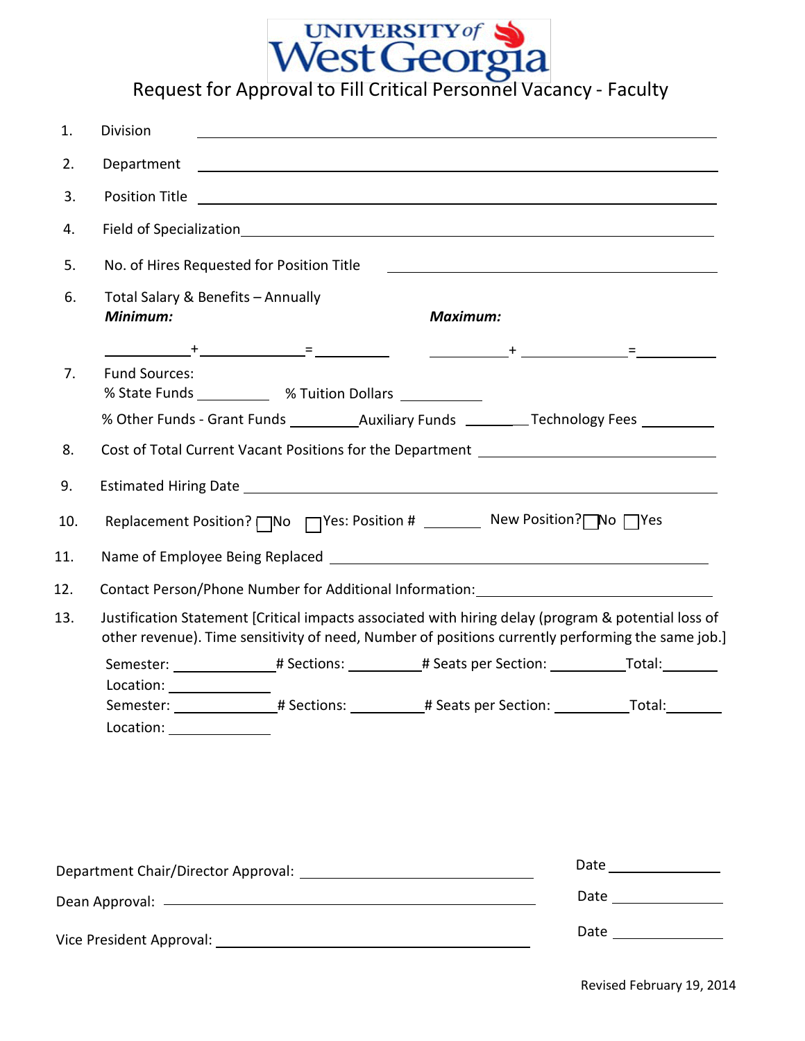UNIVERSITY of West Georgia

# Request for Approval to Fill Critical Personnel Vacancy - Faculty

1. Division ____________________

2. Department ____________________

3. Position Title ____________________

4. Field of Specialization ____________________

5. No. of Hires Requested for Position Title ____________________

6. Total Salary & Benefits – Annually

   ***Minimum:*** __________ + __________ = __________

   ***Maximum:*** __________ + __________ = __________

7. Fund Sources:

   % State Funds __________ % Tuition Dollars __________

   % Other Funds - Grant Funds __________ Auxiliary Funds __________ Technology Fees __________

8. Cost of Total Current Vacant Positions for the Department ____________________

9. Estimated Hiring Date ____________________

10. Replacement Position? ☐No ☐Yes: Position # __________ New Position? ☐No ☐Yes

11. Name of Employee Being Replaced ____________________

12. Contact Person/Phone Number for Additional Information: ____________________

13. Justification Statement [Critical impacts associated with hiring delay (program & potential loss of other revenue). Time sensitivity of need, Number of positions currently performing the same job.]

    Semester: __________ # Sections: __________ # Seats per Section: __________ Total: __________

    Location: __________

    Semester: __________ # Sections: __________ # Seats per Section: __________ Total: __________

    Location: __________

Department Chair/Director Approval: ____________________ Date __________

Dean Approval: ____________________ Date __________

Vice President Approval: ____________________ Date __________

Revised February 19, 2014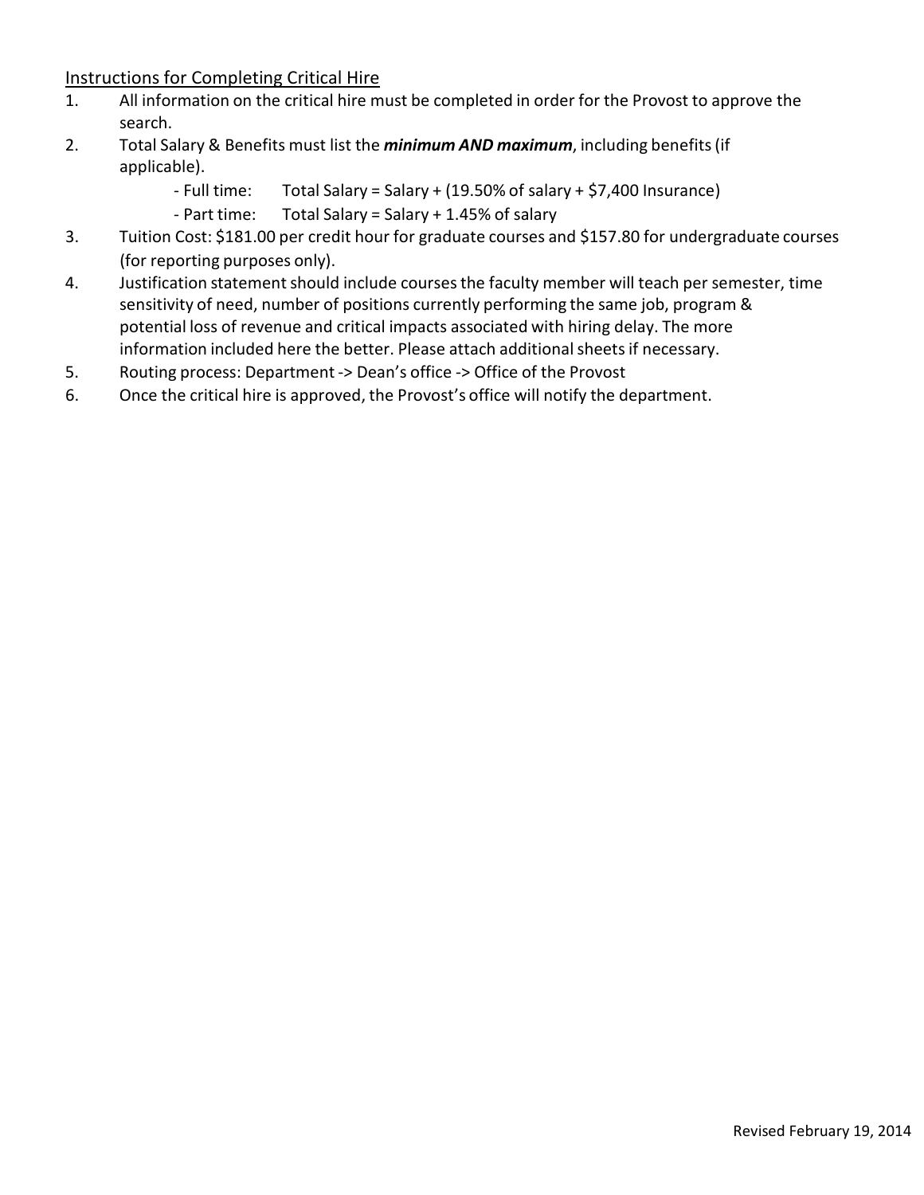<u>Instructions for Completing Critical Hire</u>

1. All information on the critical hire must be completed in order for the Provost to approve the search.
2. Total Salary & Benefits must list the ***minimum AND maximum***, including benefits (if applicable).
   - Full time: Total Salary = Salary + (19.50% of salary + $7,400 Insurance)
   - Part time: Total Salary = Salary + 1.45% of salary
3. Tuition Cost: $181.00 per credit hour for graduate courses and $157.80 for undergraduate courses (for reporting purposes only).
4. Justification statement should include courses the faculty member will teach per semester, time sensitivity of need, number of positions currently performing the same job, program & potential loss of revenue and critical impacts associated with hiring delay. The more information included here the better. Please attach additional sheets if necessary.
5. Routing process: Department -> Dean's office -> Office of the Provost
6. Once the critical hire is approved, the Provost's office will notify the department.

Revised February 19, 2014